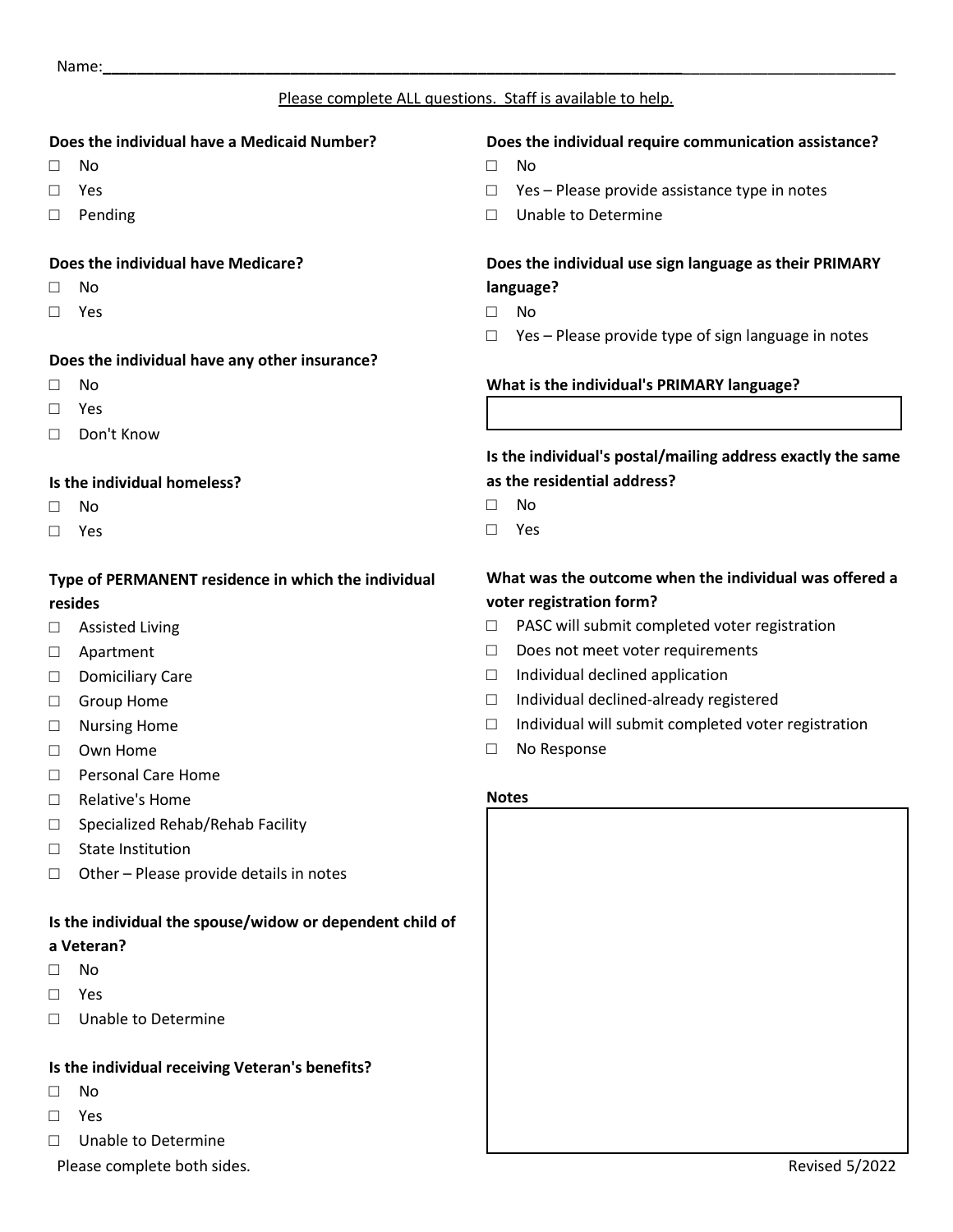Name:________________________________________________________________________________________________

Please complete ALL questions. Staff is available to help.

**Does the individual have a Medicaid Number?**

- ☐ No
- ☐ Yes
- ☐ Pending

**Does the individual have Medicare?**

- ☐ No
- ☐ Yes

**Does the individual have any other insurance?**

- ☐ No
- ☐ Yes
- ☐ Don't Know

**Is the individual homeless?**

- ☐ No
- ☐ Yes

**Type of PERMANENT residence in which the individual resides**

- ☐ Assisted Living
- ☐ Apartment
- ☐ Domiciliary Care
- ☐ Group Home
- ☐ Nursing Home
- ☐ Own Home
- ☐ Personal Care Home
- ☐ Relative's Home
- ☐ Specialized Rehab/Rehab Facility
- ☐ State Institution
- ☐ Other – Please provide details in notes

**Is the individual the spouse/widow or dependent child of a Veteran?**

- ☐ No
- ☐ Yes
- ☐ Unable to Determine

**Is the individual receiving Veteran's benefits?**

- ☐ No
- ☐ Yes
- ☐ Unable to Determine

**Does the individual require communication assistance?**

- ☐ No
- ☐ Yes – Please provide assistance type in notes
- ☐ Unable to Determine

**Does the individual use sign language as their PRIMARY language?**

- ☐ No
- ☐ Yes – Please provide type of sign language in notes

**What is the individual's PRIMARY language?**

| |
|---|
| |

**Is the individual's postal/mailing address exactly the same as the residential address?**

- ☐ No
- ☐ Yes

**What was the outcome when the individual was offered a voter registration form?**

- ☐ PASC will submit completed voter registration
- ☐ Does not meet voter requirements
- ☐ Individual declined application
- ☐ Individual declined-already registered
- ☐ Individual will submit completed voter registration
- ☐ No Response

**Notes**

| |
|---|
| |

Please complete both sides.

Revised 5/2022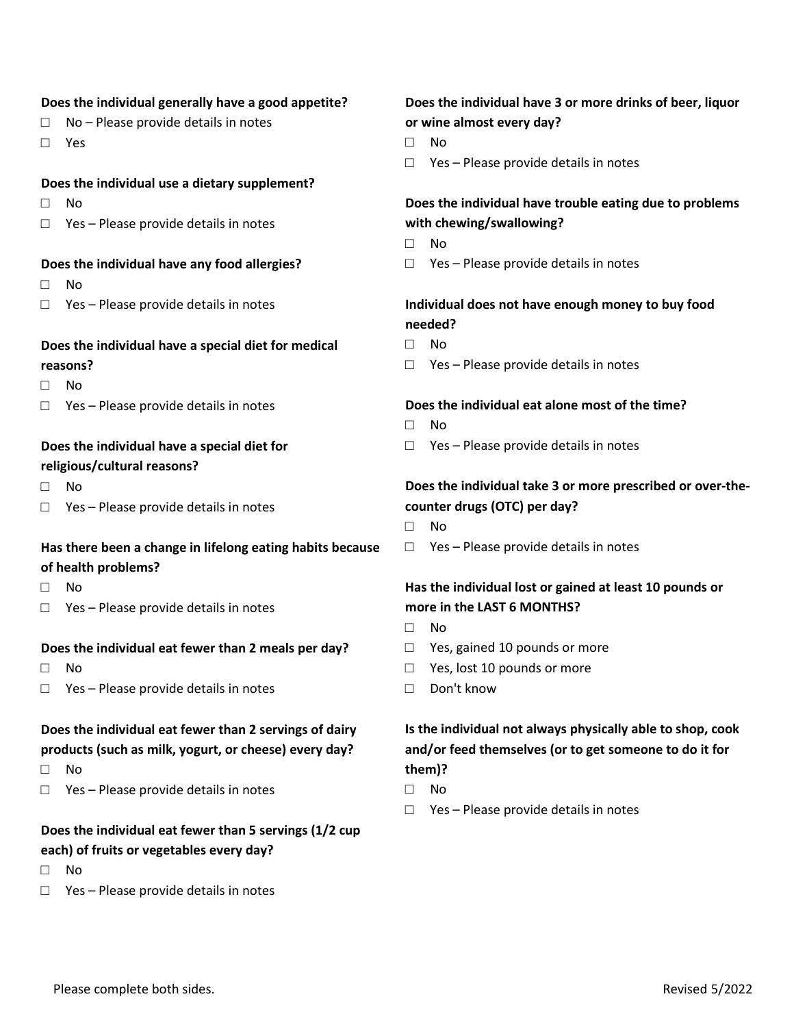**Does the individual generally have a good appetite?**

☐ No – Please provide details in notes

☐ Yes

**Does the individual use a dietary supplement?**

☐ No

☐ Yes – Please provide details in notes

**Does the individual have any food allergies?**

☐ No

☐ Yes – Please provide details in notes

**Does the individual have a special diet for medical reasons?**

☐ No

☐ Yes – Please provide details in notes

**Does the individual have a special diet for religious/cultural reasons?**

☐ No

☐ Yes – Please provide details in notes

**Has there been a change in lifelong eating habits because of health problems?**

☐ No

☐ Yes – Please provide details in notes

**Does the individual eat fewer than 2 meals per day?**

☐ No

☐ Yes – Please provide details in notes

**Does the individual eat fewer than 2 servings of dairy products (such as milk, yogurt, or cheese) every day?**

☐ No

☐ Yes – Please provide details in notes

**Does the individual eat fewer than 5 servings (1/2 cup each) of fruits or vegetables every day?**

☐ No

☐ Yes – Please provide details in notes

**Does the individual have 3 or more drinks of beer, liquor or wine almost every day?**

☐ No

☐ Yes – Please provide details in notes

**Does the individual have trouble eating due to problems with chewing/swallowing?**

☐ No

☐ Yes – Please provide details in notes

**Individual does not have enough money to buy food needed?**

☐ No

☐ Yes – Please provide details in notes

**Does the individual eat alone most of the time?**

☐ No

☐ Yes – Please provide details in notes

**Does the individual take 3 or more prescribed or over-the-counter drugs (OTC) per day?**

☐ No

☐ Yes – Please provide details in notes

**Has the individual lost or gained at least 10 pounds or more in the LAST 6 MONTHS?**

☐ No

☐ Yes, gained 10 pounds or more

☐ Yes, lost 10 pounds or more

☐ Don't know

**Is the individual not always physically able to shop, cook and/or feed themselves (or to get someone to do it for them)?**

☐ No

☐ Yes – Please provide details in notes

Please complete both sides.

Revised 5/2022